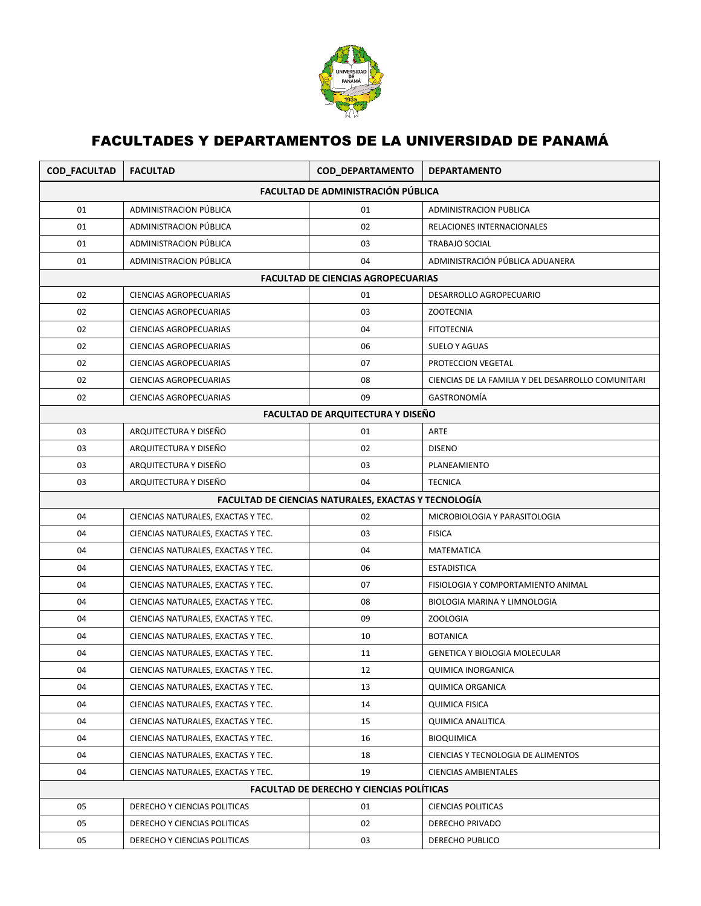# FACULTADES Y DEPARTAMENTOS DE LA UNIVERSIDAD DE PANAMÁ

| COD_FACULTAD | FACULTAD | COD_DEPARTAMENTO | DEPARTAMENTO |
|---|---|---|---|
| **FACULTAD DE ADMINISTRACIÓN PÚBLICA** | | | |
| 01 | ADMINISTRACION PÚBLICA | 01 | ADMINISTRACION PUBLICA |
| 01 | ADMINISTRACION PÚBLICA | 02 | RELACIONES INTERNACIONALES |
| 01 | ADMINISTRACION PÚBLICA | 03 | TRABAJO SOCIAL |
| 01 | ADMINISTRACION PÚBLICA | 04 | ADMINISTRACIÓN PÚBLICA ADUANERA |
| **FACULTAD DE CIENCIAS AGROPECUARIAS** | | | |
| 02 | CIENCIAS AGROPECUARIAS | 01 | DESARROLLO AGROPECUARIO |
| 02 | CIENCIAS AGROPECUARIAS | 03 | ZOOTECNIA |
| 02 | CIENCIAS AGROPECUARIAS | 04 | FITOTECNIA |
| 02 | CIENCIAS AGROPECUARIAS | 06 | SUELO Y AGUAS |
| 02 | CIENCIAS AGROPECUARIAS | 07 | PROTECCION VEGETAL |
| 02 | CIENCIAS AGROPECUARIAS | 08 | CIENCIAS DE LA FAMILIA Y DEL DESARROLLO COMUNITARI |
| 02 | CIENCIAS AGROPECUARIAS | 09 | GASTRONOMÍA |
| **FACULTAD DE ARQUITECTURA Y DISEÑO** | | | |
| 03 | ARQUITECTURA Y DISEÑO | 01 | ARTE |
| 03 | ARQUITECTURA Y DISEÑO | 02 | DISENO |
| 03 | ARQUITECTURA Y DISEÑO | 03 | PLANEAMIENTO |
| 03 | ARQUITECTURA Y DISEÑO | 04 | TECNICA |
| **FACULTAD DE CIENCIAS NATURALES, EXACTAS Y TECNOLOGÍA** | | | |
| 04 | CIENCIAS NATURALES, EXACTAS Y TEC. | 02 | MICROBIOLOGIA Y PARASITOLOGIA |
| 04 | CIENCIAS NATURALES, EXACTAS Y TEC. | 03 | FISICA |
| 04 | CIENCIAS NATURALES, EXACTAS Y TEC. | 04 | MATEMATICA |
| 04 | CIENCIAS NATURALES, EXACTAS Y TEC. | 06 | ESTADISTICA |
| 04 | CIENCIAS NATURALES, EXACTAS Y TEC. | 07 | FISIOLOGIA Y COMPORTAMIENTO ANIMAL |
| 04 | CIENCIAS NATURALES, EXACTAS Y TEC. | 08 | BIOLOGIA MARINA Y LIMNOLOGIA |
| 04 | CIENCIAS NATURALES, EXACTAS Y TEC. | 09 | ZOOLOGIA |
| 04 | CIENCIAS NATURALES, EXACTAS Y TEC. | 10 | BOTANICA |
| 04 | CIENCIAS NATURALES, EXACTAS Y TEC. | 11 | GENETICA Y BIOLOGIA MOLECULAR |
| 04 | CIENCIAS NATURALES, EXACTAS Y TEC. | 12 | QUIMICA INORGANICA |
| 04 | CIENCIAS NATURALES, EXACTAS Y TEC. | 13 | QUIMICA ORGANICA |
| 04 | CIENCIAS NATURALES, EXACTAS Y TEC. | 14 | QUIMICA FISICA |
| 04 | CIENCIAS NATURALES, EXACTAS Y TEC. | 15 | QUIMICA ANALITICA |
| 04 | CIENCIAS NATURALES, EXACTAS Y TEC. | 16 | BIOQUIMICA |
| 04 | CIENCIAS NATURALES, EXACTAS Y TEC. | 18 | CIENCIAS Y TECNOLOGIA DE ALIMENTOS |
| 04 | CIENCIAS NATURALES, EXACTAS Y TEC. | 19 | CIENCIAS AMBIENTALES |
| **FACULTAD DE DERECHO Y CIENCIAS POLÍTICAS** | | | |
| 05 | DERECHO Y CIENCIAS POLITICAS | 01 | CIENCIAS POLITICAS |
| 05 | DERECHO Y CIENCIAS POLITICAS | 02 | DERECHO PRIVADO |
| 05 | DERECHO Y CIENCIAS POLITICAS | 03 | DERECHO PUBLICO |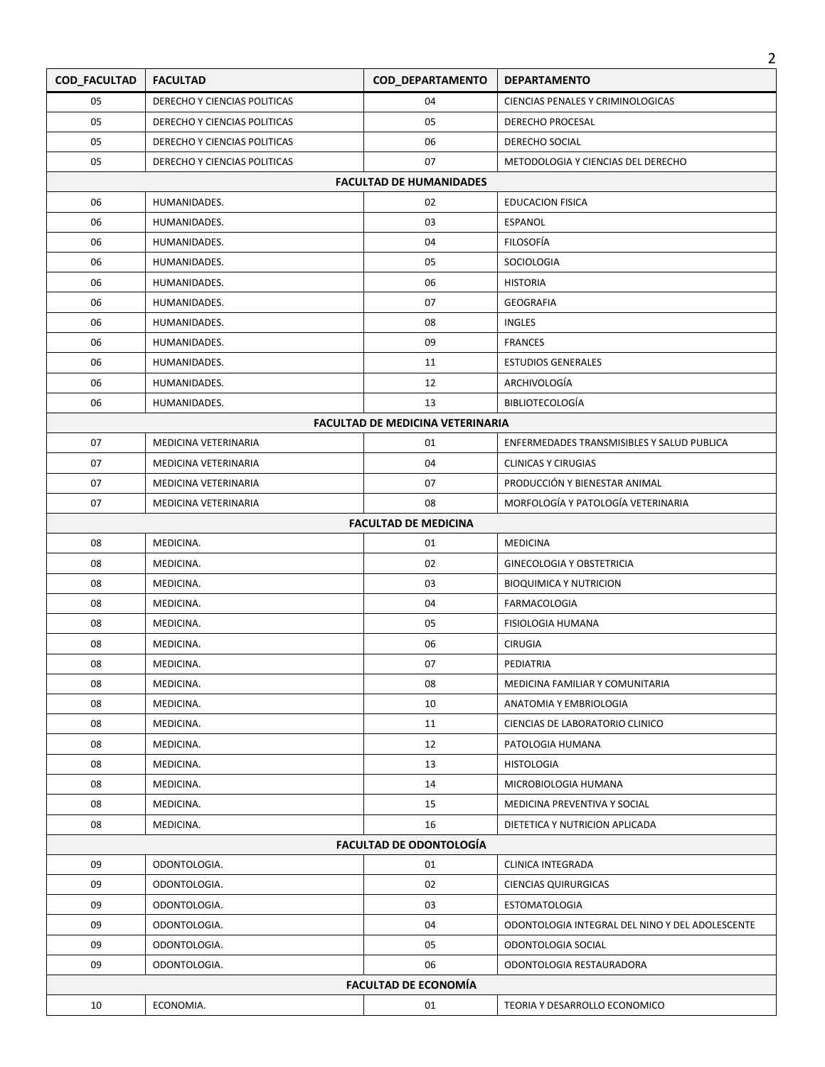| COD_FACULTAD | FACULTAD | COD_DEPARTAMENTO | DEPARTAMENTO |
|---|---|---|---|
| 05 | DERECHO Y CIENCIAS POLITICAS | 04 | CIENCIAS PENALES Y CRIMINOLOGICAS |
| 05 | DERECHO Y CIENCIAS POLITICAS | 05 | DERECHO PROCESAL |
| 05 | DERECHO Y CIENCIAS POLITICAS | 06 | DERECHO SOCIAL |
| 05 | DERECHO Y CIENCIAS POLITICAS | 07 | METODOLOGIA Y CIENCIAS DEL DERECHO |
| **FACULTAD DE HUMANIDADES** | | | |
| 06 | HUMANIDADES. | 02 | EDUCACION FISICA |
| 06 | HUMANIDADES. | 03 | ESPANOL |
| 06 | HUMANIDADES. | 04 | FILOSOFÍA |
| 06 | HUMANIDADES. | 05 | SOCIOLOGIA |
| 06 | HUMANIDADES. | 06 | HISTORIA |
| 06 | HUMANIDADES. | 07 | GEOGRAFIA |
| 06 | HUMANIDADES. | 08 | INGLES |
| 06 | HUMANIDADES. | 09 | FRANCES |
| 06 | HUMANIDADES. | 11 | ESTUDIOS GENERALES |
| 06 | HUMANIDADES. | 12 | ARCHIVOLOGÍA |
| 06 | HUMANIDADES. | 13 | BIBLIOTECOLOGÍA |
| **FACULTAD DE MEDICINA VETERINARIA** | | | |
| 07 | MEDICINA VETERINARIA | 01 | ENFERMEDADES TRANSMISIBLES Y SALUD PUBLICA |
| 07 | MEDICINA VETERINARIA | 04 | CLINICAS Y CIRUGIAS |
| 07 | MEDICINA VETERINARIA | 07 | PRODUCCIÓN Y BIENESTAR ANIMAL |
| 07 | MEDICINA VETERINARIA | 08 | MORFOLOGÍA Y PATOLOGÍA VETERINARIA |
| **FACULTAD DE MEDICINA** | | | |
| 08 | MEDICINA. | 01 | MEDICINA |
| 08 | MEDICINA. | 02 | GINECOLOGIA Y OBSTETRICIA |
| 08 | MEDICINA. | 03 | BIOQUIMICA Y NUTRICION |
| 08 | MEDICINA. | 04 | FARMACOLOGIA |
| 08 | MEDICINA. | 05 | FISIOLOGIA HUMANA |
| 08 | MEDICINA. | 06 | CIRUGIA |
| 08 | MEDICINA. | 07 | PEDIATRIA |
| 08 | MEDICINA. | 08 | MEDICINA FAMILIAR Y COMUNITARIA |
| 08 | MEDICINA. | 10 | ANATOMIA Y EMBRIOLOGIA |
| 08 | MEDICINA. | 11 | CIENCIAS DE LABORATORIO CLINICO |
| 08 | MEDICINA. | 12 | PATOLOGIA HUMANA |
| 08 | MEDICINA. | 13 | HISTOLOGIA |
| 08 | MEDICINA. | 14 | MICROBIOLOGIA HUMANA |
| 08 | MEDICINA. | 15 | MEDICINA PREVENTIVA Y SOCIAL |
| 08 | MEDICINA. | 16 | DIETETICA Y NUTRICION APLICADA |
| **FACULTAD DE ODONTOLOGÍA** | | | |
| 09 | ODONTOLOGIA. | 01 | CLINICA INTEGRADA |
| 09 | ODONTOLOGIA. | 02 | CIENCIAS QUIRURGICAS |
| 09 | ODONTOLOGIA. | 03 | ESTOMATOLOGIA |
| 09 | ODONTOLOGIA. | 04 | ODONTOLOGIA INTEGRAL DEL NINO Y DEL ADOLESCENTE |
| 09 | ODONTOLOGIA. | 05 | ODONTOLOGIA SOCIAL |
| 09 | ODONTOLOGIA. | 06 | ODONTOLOGIA RESTAURADORA |
| **FACULTAD DE ECONOMÍA** | | | |
| 10 | ECONOMIA. | 01 | TEORIA Y DESARROLLO ECONOMICO |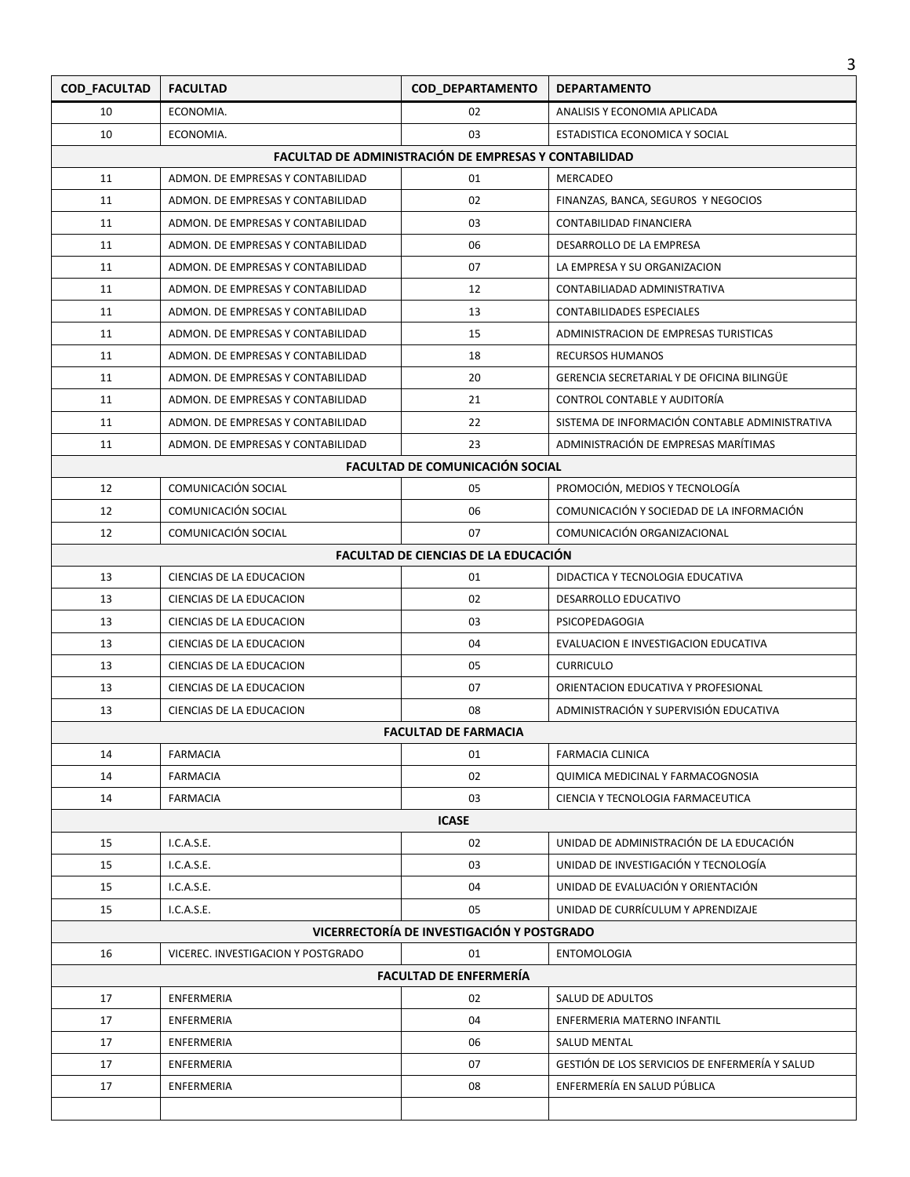| COD_FACULTAD | FACULTAD | COD_DEPARTAMENTO | DEPARTAMENTO |
|---|---|---|---|
| 10 | ECONOMIA. | 02 | ANALISIS Y ECONOMIA APLICADA |
| 10 | ECONOMIA. | 03 | ESTADISTICA ECONOMICA Y SOCIAL |
| **FACULTAD DE ADMINISTRACIÓN DE EMPRESAS Y CONTABILIDAD** | | | |
| 11 | ADMON. DE EMPRESAS Y CONTABILIDAD | 01 | MERCADEO |
| 11 | ADMON. DE EMPRESAS Y CONTABILIDAD | 02 | FINANZAS, BANCA, SEGUROS Y NEGOCIOS |
| 11 | ADMON. DE EMPRESAS Y CONTABILIDAD | 03 | CONTABILIDAD FINANCIERA |
| 11 | ADMON. DE EMPRESAS Y CONTABILIDAD | 06 | DESARROLLO DE LA EMPRESA |
| 11 | ADMON. DE EMPRESAS Y CONTABILIDAD | 07 | LA EMPRESA Y SU ORGANIZACION |
| 11 | ADMON. DE EMPRESAS Y CONTABILIDAD | 12 | CONTABILIADAD ADMINISTRATIVA |
| 11 | ADMON. DE EMPRESAS Y CONTABILIDAD | 13 | CONTABILIDADES ESPECIALES |
| 11 | ADMON. DE EMPRESAS Y CONTABILIDAD | 15 | ADMINISTRACION DE EMPRESAS TURISTICAS |
| 11 | ADMON. DE EMPRESAS Y CONTABILIDAD | 18 | RECURSOS HUMANOS |
| 11 | ADMON. DE EMPRESAS Y CONTABILIDAD | 20 | GERENCIA SECRETARIAL Y DE OFICINA BILINGÜE |
| 11 | ADMON. DE EMPRESAS Y CONTABILIDAD | 21 | CONTROL CONTABLE Y AUDITORÍA |
| 11 | ADMON. DE EMPRESAS Y CONTABILIDAD | 22 | SISTEMA DE INFORMACIÓN CONTABLE ADMINISTRATIVA |
| 11 | ADMON. DE EMPRESAS Y CONTABILIDAD | 23 | ADMINISTRACIÓN DE EMPRESAS MARÍTIMAS |
| **FACULTAD DE COMUNICACIÓN SOCIAL** | | | |
| 12 | COMUNICACIÓN SOCIAL | 05 | PROMOCIÓN, MEDIOS Y TECNOLOGÍA |
| 12 | COMUNICACIÓN SOCIAL | 06 | COMUNICACIÓN Y SOCIEDAD DE LA INFORMACIÓN |
| 12 | COMUNICACIÓN SOCIAL | 07 | COMUNICACIÓN ORGANIZACIONAL |
| **FACULTAD DE CIENCIAS DE LA EDUCACIÓN** | | | |
| 13 | CIENCIAS DE LA EDUCACION | 01 | DIDACTICA Y TECNOLOGIA EDUCATIVA |
| 13 | CIENCIAS DE LA EDUCACION | 02 | DESARROLLO EDUCATIVO |
| 13 | CIENCIAS DE LA EDUCACION | 03 | PSICOPEDAGOGIA |
| 13 | CIENCIAS DE LA EDUCACION | 04 | EVALUACION E INVESTIGACION EDUCATIVA |
| 13 | CIENCIAS DE LA EDUCACION | 05 | CURRICULO |
| 13 | CIENCIAS DE LA EDUCACION | 07 | ORIENTACION EDUCATIVA Y PROFESIONAL |
| 13 | CIENCIAS DE LA EDUCACION | 08 | ADMINISTRACIÓN Y SUPERVISIÓN EDUCATIVA |
| **FACULTAD DE FARMACIA** | | | |
| 14 | FARMACIA | 01 | FARMACIA CLINICA |
| 14 | FARMACIA | 02 | QUIMICA MEDICINAL Y FARMACOGNOSIA |
| 14 | FARMACIA | 03 | CIENCIA Y TECNOLOGIA FARMACEUTICA |
| **ICASE** | | | |
| 15 | I.C.A.S.E. | 02 | UNIDAD DE ADMINISTRACIÓN DE LA EDUCACIÓN |
| 15 | I.C.A.S.E. | 03 | UNIDAD DE INVESTIGACIÓN Y TECNOLOGÍA |
| 15 | I.C.A.S.E. | 04 | UNIDAD DE EVALUACIÓN Y ORIENTACIÓN |
| 15 | I.C.A.S.E. | 05 | UNIDAD DE CURRÍCULUM Y APRENDIZAJE |
| **VICERRECTORÍA DE INVESTIGACIÓN Y POSTGRADO** | | | |
| 16 | VICEREC. INVESTIGACION Y POSTGRADO | 01 | ENTOMOLOGIA |
| **FACULTAD DE ENFERMERÍA** | | | |
| 17 | ENFERMERIA | 02 | SALUD DE ADULTOS |
| 17 | ENFERMERIA | 04 | ENFERMERIA MATERNO INFANTIL |
| 17 | ENFERMERIA | 06 | SALUD MENTAL |
| 17 | ENFERMERIA | 07 | GESTIÓN DE LOS SERVICIOS DE ENFERMERÍA Y SALUD |
| 17 | ENFERMERIA | 08 | ENFERMERÍA EN SALUD PÚBLICA |
| | | | |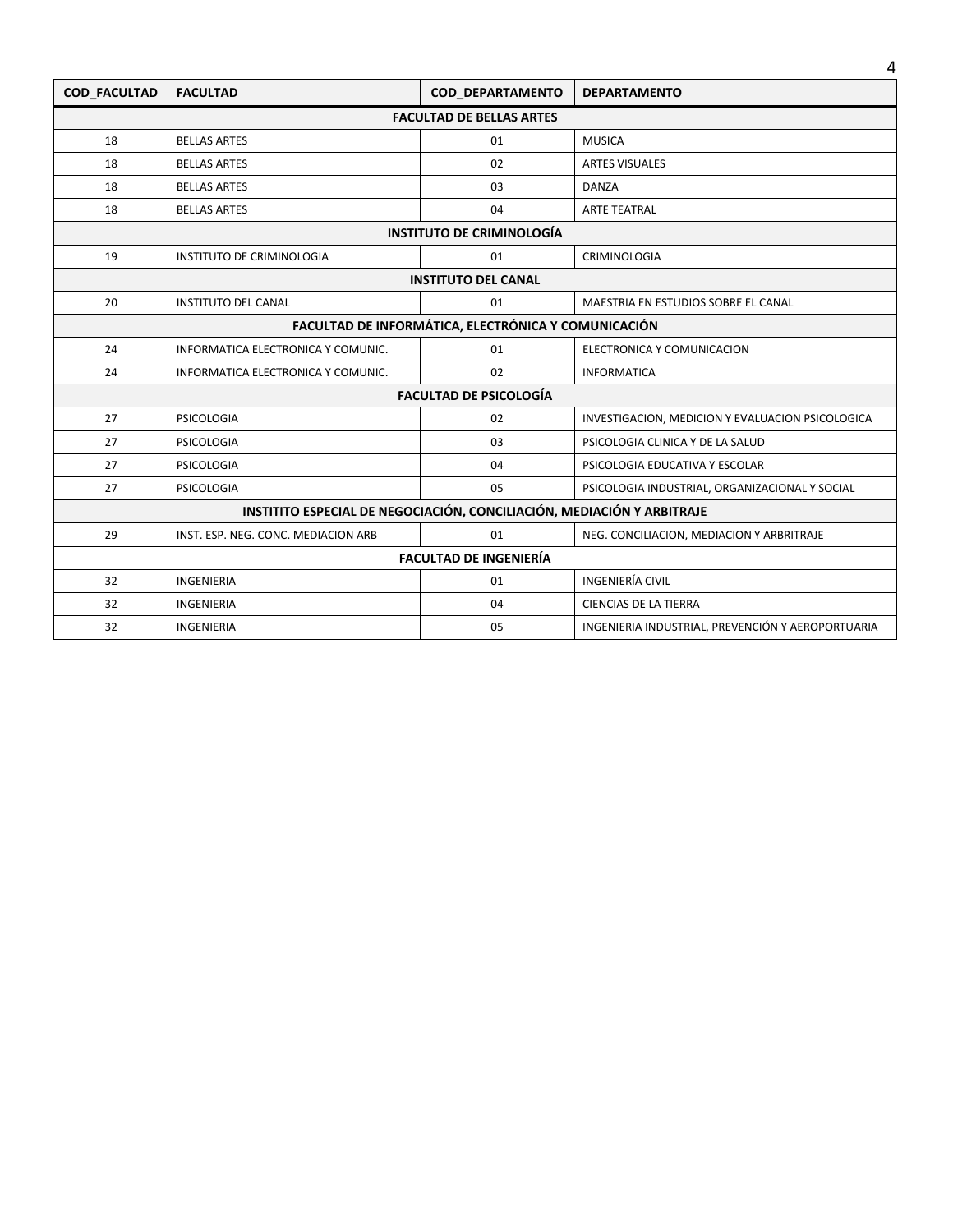| COD_FACULTAD | FACULTAD | COD_DEPARTAMENTO | DEPARTAMENTO |
|---|---|---|---|
| **FACULTAD DE BELLAS ARTES** | | | |
| 18 | BELLAS ARTES | 01 | MUSICA |
| 18 | BELLAS ARTES | 02 | ARTES VISUALES |
| 18 | BELLAS ARTES | 03 | DANZA |
| 18 | BELLAS ARTES | 04 | ARTE TEATRAL |
| **INSTITUTO DE CRIMINOLOGÍA** | | | |
| 19 | INSTITUTO DE CRIMINOLOGIA | 01 | CRIMINOLOGIA |
| **INSTITUTO DEL CANAL** | | | |
| 20 | INSTITUTO DEL CANAL | 01 | MAESTRIA EN ESTUDIOS SOBRE EL CANAL |
| **FACULTAD DE INFORMÁTICA, ELECTRÓNICA Y COMUNICACIÓN** | | | |
| 24 | INFORMATICA ELECTRONICA Y COMUNIC. | 01 | ELECTRONICA Y COMUNICACION |
| 24 | INFORMATICA ELECTRONICA Y COMUNIC. | 02 | INFORMATICA |
| **FACULTAD DE PSICOLOGÍA** | | | |
| 27 | PSICOLOGIA | 02 | INVESTIGACION, MEDICION Y EVALUACION PSICOLOGICA |
| 27 | PSICOLOGIA | 03 | PSICOLOGIA CLINICA Y DE LA SALUD |
| 27 | PSICOLOGIA | 04 | PSICOLOGIA EDUCATIVA Y ESCOLAR |
| 27 | PSICOLOGIA | 05 | PSICOLOGIA INDUSTRIAL, ORGANIZACIONAL Y SOCIAL |
| **INSTITITO ESPECIAL DE NEGOCIACIÓN, CONCILIACIÓN, MEDIACIÓN Y ARBITRAJE** | | | |
| 29 | INST. ESP. NEG. CONC. MEDIACION ARB | 01 | NEG. CONCILIACION, MEDIACION Y ARBRITRAJE |
| **FACULTAD DE INGENIERÍA** | | | |
| 32 | INGENIERIA | 01 | INGENIERÍA CIVIL |
| 32 | INGENIERIA | 04 | CIENCIAS DE LA TIERRA |
| 32 | INGENIERIA | 05 | INGENIERIA INDUSTRIAL, PREVENCIÓN Y AEROPORTUARIA |